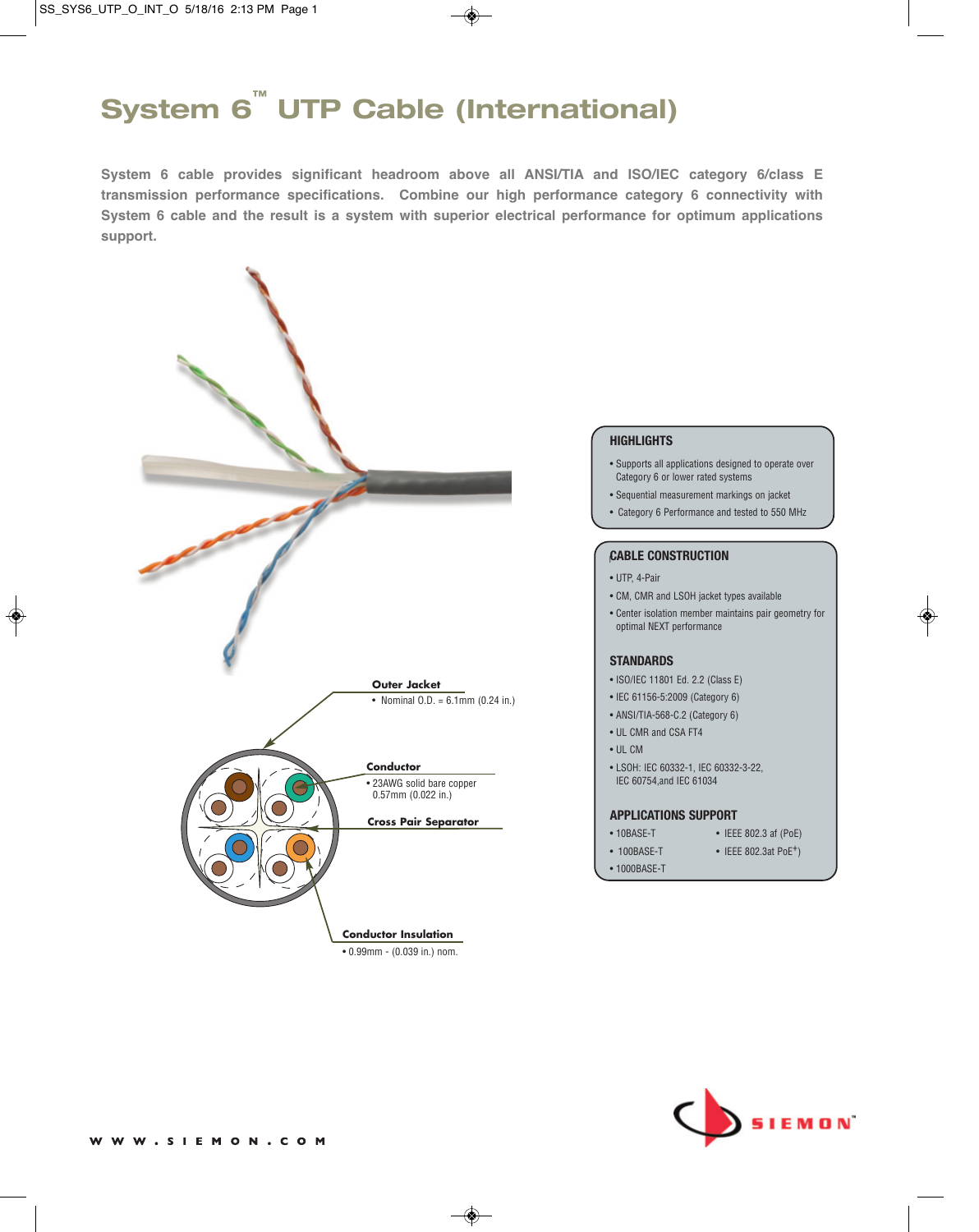# System 6™ UTP Cable (International)

**System 6 cable provides significant headroom above all ANSI/TIA and ISO/IEC category 6/class E transmission performance specifications. Combine our high performance category 6 connectivity with System 6 cable and the result is a system with superior electrical performance for optimum applications support.**

**Outer Jacket**
- Nominal O.D. = 6.1mm (0.24 in.)

**Conductor**
- 23AWG solid bare copper 0.57mm (0.022 in.)

**Cross Pair Separator**

**Conductor Insulation**
- 0.99mm - (0.039 in.) nom.

## HIGHLIGHTS

- Supports all applications designed to operate over Category 6 or lower rated systems
- Sequential measurement markings on jacket
- Category 6 Performance and tested to 550 MHz

## CABLE CONSTRUCTION

- UTP, 4-Pair
- CM, CMR and LSOH jacket types available
- Center isolation member maintains pair geometry for optimal NEXT performance

## STANDARDS

- ISO/IEC 11801 Ed. 2.2 (Class E)
- IEC 61156-5:2009 (Category 6)
- ANSI/TIA-568-C.2 (Category 6)
- UL CMR and CSA FT4
- UL CM
- LSOH: IEC 60332-1, IEC 60332-3-22, IEC 60754,and IEC 61034

## APPLICATIONS SUPPORT

- 10BASE-T
- 100BASE-T
- 1000BASE-T
- IEEE 802.3 af (PoE)
- IEEE 802.3at PoE+)

WWW.SIEMON.COM

SIEMON™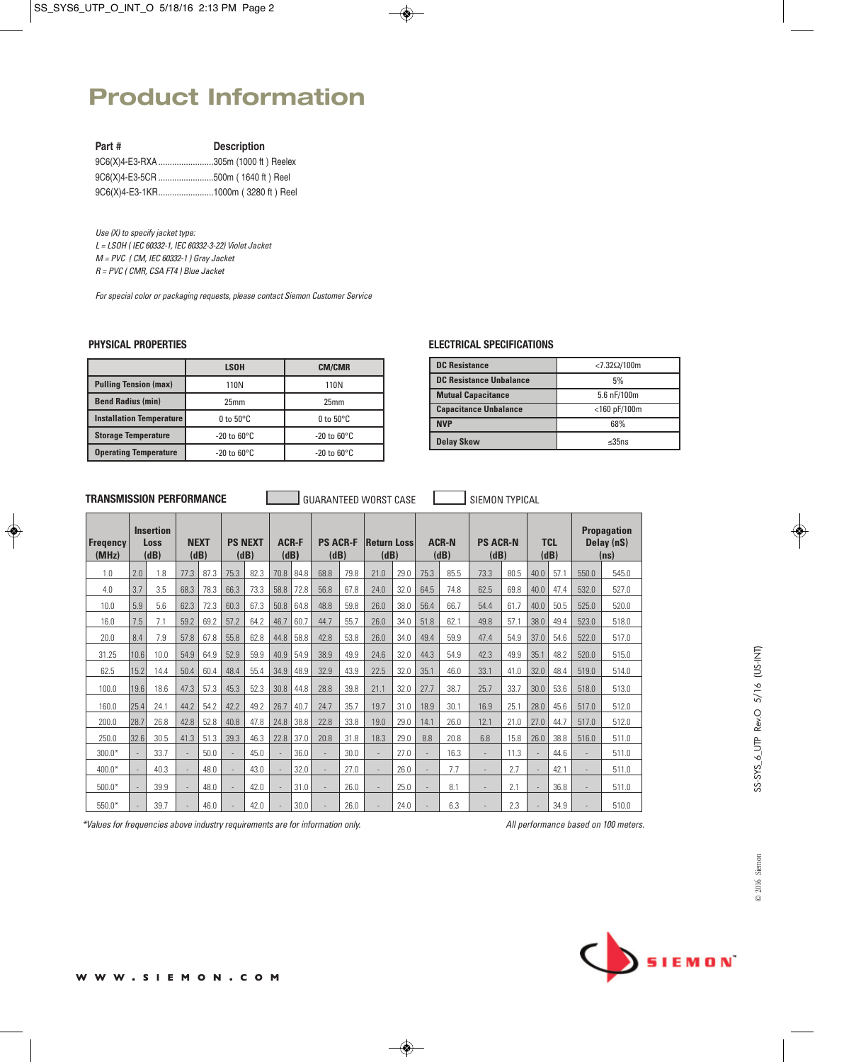# Product Information

| Part # | Description |
|---|---|
| 9C6(X)4-E3-RXA | 305m (1000 ft ) Reelex |
| 9C6(X)4-E3-5CR | 500m ( 1640 ft ) Reel |
| 9C6(X)4-E3-1KR | 1000m ( 3280 ft ) Reel |

*Use (X) to specify jacket type:*
*L = LSOH ( IEC 60332-1, IEC 60332-3-22) Violet Jacket*
*M = PVC ( CM, IEC 60332-1 ) Gray Jacket*
*R = PVC ( CMR, CSA FT4 ) Blue Jacket*

*For special color or packaging requests, please contact Siemon Customer Service*

## PHYSICAL PROPERTIES

| | LSOH | CM/CMR |
|---|---|---|
| **Pulling Tension (max)** | 110N | 110N |
| **Bend Radius (min)** | 25mm | 25mm |
| **Installation Temperature** | 0 to 50°C | 0 to 50°C |
| **Storage Temperature** | -20 to 60°C | -20 to 60°C |
| **Operating Temperature** | -20 to 60°C | -20 to 60°C |

## ELECTRICAL SPECIFICATIONS

| | |
|---|---|
| **DC Resistance** | <7.32Ω/100m |
| **DC Resistance Unbalance** | 5% |
| **Mutual Capacitance** | 5.6 nF/100m |
| **Capacitance Unbalance** | <160 pF/100m |
| **NVP** | 68% |
| **Delay Skew** | ≤35ns |

## TRANSMISSION PERFORMANCE

GUARANTEED WORST CASE | SIEMON TYPICAL

| Freqency (MHz) | Insertion Loss (dB) | | NEXT (dB) | | PS NEXT (dB) | | ACR-F (dB) | | PS ACR-F (dB) | | Return Loss (dB) | | ACR-N (dB) | | PS ACR-N (dB) | | TCL (dB) | | Propagation Delay (nS) (ns) | |
|---|---|---|---|---|---|---|---|---|---|---|---|---|---|---|---|---|---|---|---|---|
| 1.0 | 2.0 | 1.8 | 77.3 | 87.3 | 75.3 | 82.3 | 70.8 | 84.8 | 68.8 | 79.8 | 21.0 | 29.0 | 75.3 | 85.5 | 73.3 | 80.5 | 40.0 | 57.1 | 550.0 | 545.0 |
| 4.0 | 3.7 | 3.5 | 68.3 | 78.3 | 66.3 | 73.3 | 58.8 | 72.8 | 56.8 | 67.8 | 24.0 | 32.0 | 64.5 | 74.8 | 62.5 | 69.8 | 40.0 | 47.4 | 532.0 | 527.0 |
| 10.0 | 5.9 | 5.6 | 62.3 | 72.3 | 60.3 | 67.3 | 50.8 | 64.8 | 48.8 | 59.8 | 26.0 | 38.0 | 56.4 | 66.7 | 54.4 | 61.7 | 40.0 | 50.5 | 525.0 | 520.0 |
| 16.0 | 7.5 | 7.1 | 59.2 | 69.2 | 57.2 | 64.2 | 46.7 | 60.7 | 44.7 | 55.7 | 26.0 | 34.0 | 51.8 | 62.1 | 49.8 | 57.1 | 38.0 | 49.4 | 523.0 | 518.0 |
| 20.0 | 8.4 | 7.9 | 57.8 | 67.8 | 55.8 | 62.8 | 44.8 | 58.8 | 42.8 | 53.8 | 26.0 | 34.0 | 49.4 | 59.9 | 47.4 | 54.9 | 37.0 | 54.6 | 522.0 | 517.0 |
| 31.25 | 10.6 | 10.0 | 54.9 | 64.9 | 52.9 | 59.9 | 40.9 | 54.9 | 38.9 | 49.9 | 24.6 | 32.0 | 44.3 | 54.9 | 42.3 | 49.9 | 35.1 | 48.2 | 520.0 | 515.0 |
| 62.5 | 15.2 | 14.4 | 50.4 | 60.4 | 48.4 | 55.4 | 34.9 | 48.9 | 32.9 | 43.9 | 22.5 | 32.0 | 35.1 | 46.0 | 33.1 | 41.0 | 32.0 | 48.4 | 519.0 | 514.0 |
| 100.0 | 19.6 | 18.6 | 47.3 | 57.3 | 45.3 | 52.3 | 30.8 | 44.8 | 28.8 | 39.8 | 21.1 | 32.0 | 27.7 | 38.7 | 25.7 | 33.7 | 30.0 | 53.6 | 518.0 | 513.0 |
| 160.0 | 25.4 | 24.1 | 44.2 | 54.2 | 42.2 | 49.2 | 26.7 | 40.7 | 24.7 | 35.7 | 19.7 | 31.0 | 18.9 | 30.1 | 16.9 | 25.1 | 28.0 | 45.6 | 517.0 | 512.0 |
| 200.0 | 28.7 | 26.8 | 42.8 | 52.8 | 40.8 | 47.8 | 24.8 | 38.8 | 22.8 | 33.8 | 19.0 | 29.0 | 14.1 | 26.0 | 12.1 | 21.0 | 27.0 | 44.7 | 517.0 | 512.0 |
| 250.0 | 32.6 | 30.5 | 41.3 | 51.3 | 39.3 | 46.3 | 22.8 | 37.0 | 20.8 | 31.8 | 18.3 | 29.0 | 8.8 | 20.8 | 6.8 | 15.8 | 26.0 | 38.8 | 516.0 | 511.0 |
| 300.0* | - | 33.7 | - | 50.0 | - | 45.0 | - | 36.0 | - | 30.0 | - | 27.0 | - | 16.3 | - | 11.3 | - | 44.6 | - | 511.0 |
| 400.0* | - | 40.3 | - | 48.0 | - | 43.0 | - | 32.0 | - | 27.0 | - | 26.0 | - | 7.7 | - | 2.7 | - | 42.1 | - | 511.0 |
| 500.0* | - | 39.9 | - | 48.0 | - | 42.0 | - | 31.0 | - | 26.0 | - | 25.0 | - | 8.1 | - | 2.1 | - | 36.8 | - | 511.0 |
| 550.0* | - | 39.7 | - | 46.0 | - | 42.0 | - | 30.0 | - | 26.0 | - | 24.0 | - | 6.3 | - | 2.3 | - | 34.9 | - | 510.0 |

*\*Values for frequencies above industry requirements are for information only.*

*All performance based on 100 meters.*

SS-SYS_6_UTP Rev.O 5/16 (US-INT)

© 2016 Siemon

WWW.SIEMON.COM